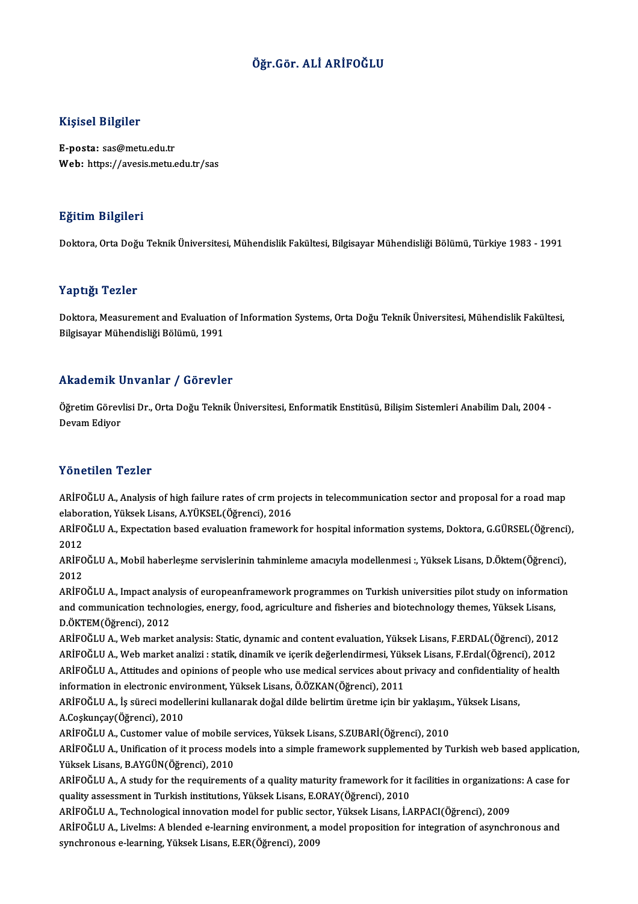# Öğr.Gör. ALİ ARİFOĞLU

## Kişisel Bilgiler

**E-posta:** sas@metu.edu.tr
**Web:** https://avesis.metu.edu.tr/sas

## Eğitim Bilgileri

Doktora, Orta Doğu Teknik Üniversitesi, Mühendislik Fakültesi, Bilgisayar Mühendisliği Bölümü, Türkiye 1983 - 1991

## Yaptığı Tezler

Doktora, Measurement and Evaluation of Information Systems, Orta Doğu Teknik Üniversitesi, Mühendislik Fakültesi, Bilgisayar Mühendisliği Bölümü, 1991

## Akademik Unvanlar / Görevler

Öğretim Görevlisi Dr., Orta Doğu Teknik Üniversitesi, Enformatik Enstitüsü, Bilişim Sistemleri Anabilim Dalı, 2004 - Devam Ediyor

## Yönetilen Tezler

ARİFOĞLU A., Analysis of high failure rates of crm projects in telecommunication sector and proposal for a road map elaboration, Yüksek Lisans, A.YÜKSEL(Öğrenci), 2016

ARİFOĞLU A., Expectation based evaluation framework for hospital information systems, Doktora, G.GÜRSEL(Öğrenci), 2012

ARİFOĞLU A., Mobil haberleşme servislerinin tahminleme amacıyla modellenmesi :, Yüksek Lisans, D.Öktem(Öğrenci), 2012

ARİFOĞLU A., Impact analysis of europeanframework programmes on Turkish universities pilot study on information and communication technologies, energy, food, agriculture and fisheries and biotechnology themes, Yüksek Lisans, D.ÖKTEM(Öğrenci), 2012

ARİFOĞLU A., Web market analysis: Static, dynamic and content evaluation, Yüksek Lisans, F.ERDAL(Öğrenci), 2012

ARİFOĞLU A., Web market analizi : statik, dinamik ve içerik değerlendirmesi, Yüksek Lisans, F.Erdal(Öğrenci), 2012

ARİFOĞLU A., Attitudes and opinions of people who use medical services about privacy and confidentiality of health information in electronic environment, Yüksek Lisans, Ö.ÖZKAN(Öğrenci), 2011

ARİFOĞLU A., İş süreci modellerini kullanarak doğal dilde belirtim üretme için bir yaklaşım., Yüksek Lisans, A.Coşkunçay(Öğrenci), 2010

ARİFOĞLU A., Customer value of mobile services, Yüksek Lisans, S.ZUBARİ(Öğrenci), 2010

ARİFOĞLU A., Unification of it process models into a simple framework supplemented by Turkish web based application, Yüksek Lisans, B.AYGÜN(Öğrenci), 2010

ARİFOĞLU A., A study for the requirements of a quality maturity framework for it facilities in organizations: A case for quality assessment in Turkish institutions, Yüksek Lisans, E.ORAY(Öğrenci), 2010

ARİFOĞLU A., Technological innovation model for public sector, Yüksek Lisans, İ.ARPACI(Öğrenci), 2009

ARİFOĞLU A., Livelms: A blended e-learning environment, a model proposition for integration of asynchronous and synchronous e-learning, Yüksek Lisans, E.ER(Öğrenci), 2009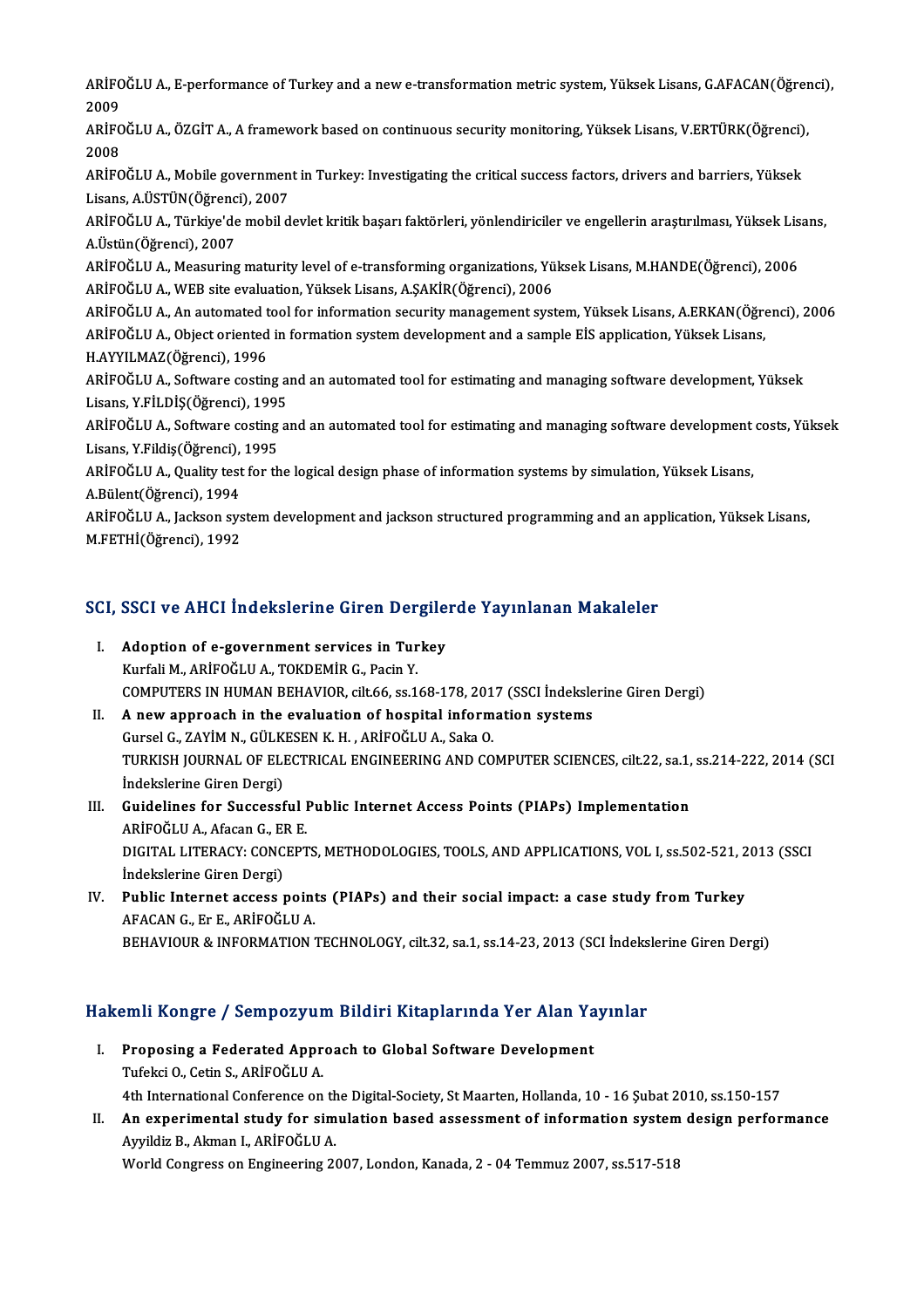ARİFOĞLU A., E-performance of Turkey and a new e-transformation metric system, Yüksek Lisans, G.AFACAN(Öğrenci), 2009

ARİFOĞLU A., ÖZGİT A., A framework based on continuous security monitoring, Yüksek Lisans, V.ERTÜRK(Öğrenci), 2008

ARİFOĞLU A., Mobile government in Turkey: Investigating the critical success factors, drivers and barriers, Yüksek Lisans, A.ÜSTÜN(Öğrenci), 2007

ARİFOĞLU A., Türkiye'de mobil devlet kritik başarı faktörleri, yönlendiriciler ve engellerin araştırılması, Yüksek Lisans, A.Üstün(Öğrenci), 2007

ARİFOĞLU A., Measuring maturity level of e-transforming organizations, Yüksek Lisans, M.HANDE(Öğrenci), 2006

ARİFOĞLU A., WEB site evaluation, Yüksek Lisans, A.ŞAKİR(Öğrenci), 2006

ARİFOĞLU A., An automated tool for information security management system, Yüksek Lisans, A.ERKAN(Öğrenci), 2006

ARİFOĞLU A., Object oriented in formation system development and a sample EİS application, Yüksek Lisans, H.AYYILMAZ(Öğrenci), 1996

ARİFOĞLU A., Software costing and an automated tool for estimating and managing software development, Yüksek Lisans, Y.FİLDİŞ(Öğrenci), 1995

ARİFOĞLU A., Software costing and an automated tool for estimating and managing software development costs, Yüksek Lisans, Y.Fildiş(Öğrenci), 1995

ARİFOĞLU A., Quality test for the logical design phase of information systems by simulation, Yüksek Lisans, A.Bülent(Öğrenci), 1994

ARİFOĞLU A., Jackson system development and jackson structured programming and an application, Yüksek Lisans, M.FETHİ(Öğrenci), 1992

## SCI, SSCI ve AHCI İndekslerine Giren Dergilerde Yayınlanan Makaleler

I. **Adoption of e-government services in Turkey**
   Kurfali M., ARİFOĞLU A., TOKDEMİR G., Pacin Y.
   COMPUTERS IN HUMAN BEHAVIOR, cilt.66, ss.168-178, 2017 (SSCI İndekslerine Giren Dergi)

II. **A new approach in the evaluation of hospital information systems**
   Gursel G., ZAYİM N., GÜLKESEN K. H. , ARİFOĞLU A., Saka O.
   TURKISH JOURNAL OF ELECTRICAL ENGINEERING AND COMPUTER SCIENCES, cilt.22, sa.1, ss.214-222, 2014 (SCI İndekslerine Giren Dergi)

III. **Guidelines for Successful Public Internet Access Points (PIAPs) Implementation**
   ARİFOĞLU A., Afacan G., ER E.
   DIGITAL LITERACY: CONCEPTS, METHODOLOGIES, TOOLS, AND APPLICATIONS, VOL I, ss.502-521, 2013 (SSCI İndekslerine Giren Dergi)

IV. **Public Internet access points (PIAPs) and their social impact: a case study from Turkey**
   AFACAN G., Er E., ARİFOĞLU A.
   BEHAVIOUR & INFORMATION TECHNOLOGY, cilt.32, sa.1, ss.14-23, 2013 (SCI İndekslerine Giren Dergi)

## Hakemli Kongre / Sempozyum Bildiri Kitaplarında Yer Alan Yayınlar

I. **Proposing a Federated Approach to Global Software Development**
   Tufekci O., Cetin S., ARİFOĞLU A.
   4th International Conference on the Digital-Society, St Maarten, Hollanda, 10 - 16 Şubat 2010, ss.150-157

II. **An experimental study for simulation based assessment of information system design performance**
   Ayyildiz B., Akman I., ARİFOĞLU A.
   World Congress on Engineering 2007, London, Kanada, 2 - 04 Temmuz 2007, ss.517-518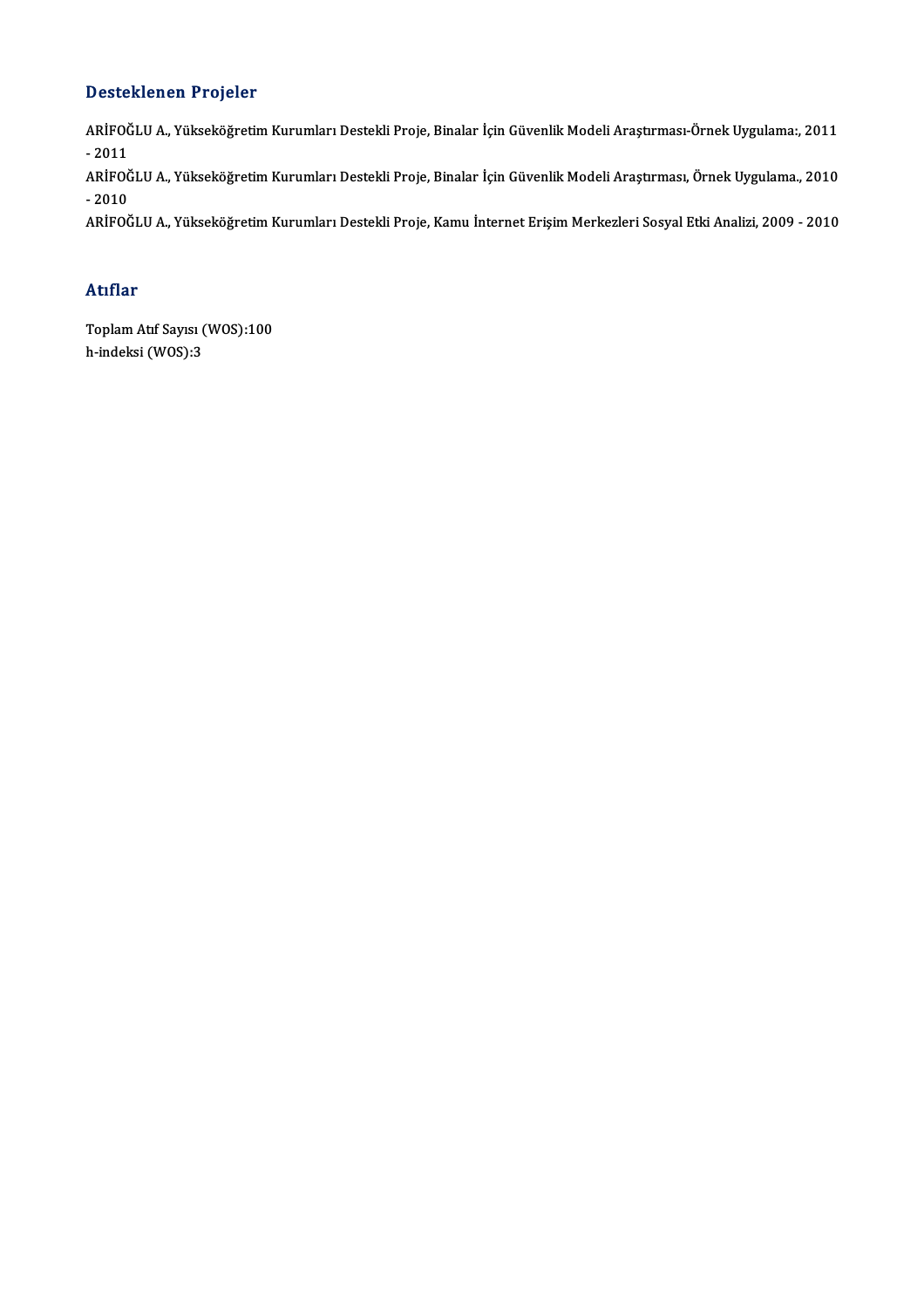## Desteklenen Projeler

ARİFOĞLU A., Yükseköğretim Kurumları Destekli Proje, Binalar İçin Güvenlik Modeli Araştırması-Örnek Uygulama:, 2011 - 2011

ARİFOĞLU A., Yükseköğretim Kurumları Destekli Proje, Binalar İçin Güvenlik Modeli Araştırması, Örnek Uygulama., 2010 - 2010

ARİFOĞLU A., Yükseköğretim Kurumları Destekli Proje, Kamu İnternet Erişim Merkezleri Sosyal Etki Analizi, 2009 - 2010

## Atıflar

Toplam Atıf Sayısı (WOS):100
h-indeksi (WOS):3